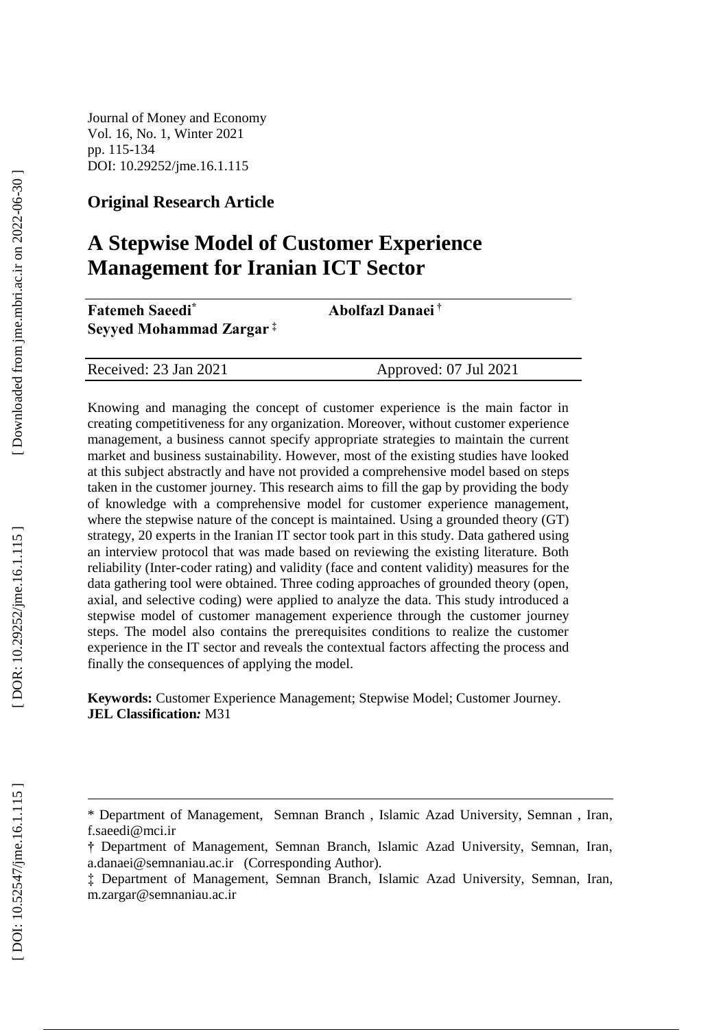Journal of Money and Economy
Vol. 16, No. 1, Winter 2021
pp. 115-134
DOI: 10.29252/jme.16.1.115

**Original Research Article**

# A Stepwise Model of Customer Experience Management for Iranian ICT Sector

**Fatemeh Saeedi**[*] **Abolfazl Danaei**[†]
**Seyyed Mohammad Zargar**[‡]

| Received: 23 Jan 2021 | Approved: 07 Jul 2021 |
|---|---|

Knowing and managing the concept of customer experience is the main factor in creating competitiveness for any organization. Moreover, without customer experience management, a business cannot specify appropriate strategies to maintain the current market and business sustainability. However, most of the existing studies have looked at this subject abstractly and have not provided a comprehensive model based on steps taken in the customer journey. This research aims to fill the gap by providing the body of knowledge with a comprehensive model for customer experience management, where the stepwise nature of the concept is maintained. Using a grounded theory (GT) strategy, 20 experts in the Iranian IT sector took part in this study. Data gathered using an interview protocol that was made based on reviewing the existing literature. Both reliability (Inter-coder rating) and validity (face and content validity) measures for the data gathering tool were obtained. Three coding approaches of grounded theory (open, axial, and selective coding) were applied to analyze the data. This study introduced a stepwise model of customer management experience through the customer journey steps. The model also contains the prerequisites conditions to realize the customer experience in the IT sector and reveals the contextual factors affecting the process and finally the consequences of applying the model.

**Keywords:** Customer Experience Management; Stepwise Model; Customer Journey.
**JEL Classification:** M31

---

\* Department of Management, Semnan Branch , Islamic Azad University, Semnan , Iran, f.saeedi@mci.ir

† Department of Management, Semnan Branch, Islamic Azad University, Semnan, Iran, a.danaei@semnaniau.ac.ir (Corresponding Author).

‡ Department of Management, Semnan Branch, Islamic Azad University, Semnan, Iran, m.zargar@semnaniau.ac.ir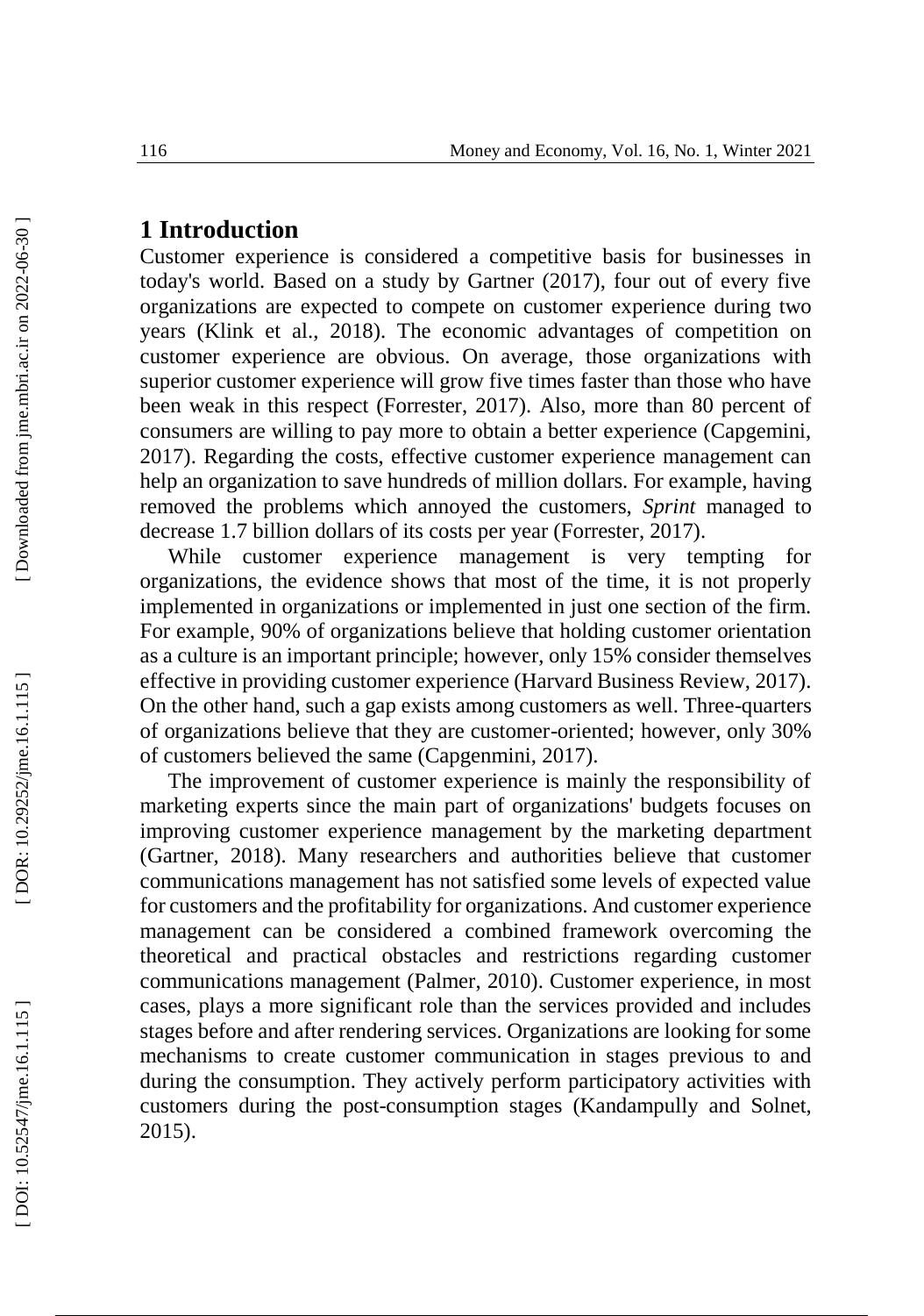# 1 Introduction

Customer experience is considered a competitive basis for businesses in today's world. Based on a study by Gartner (2017), four out of every five organizations are expected to compete on customer experience during two years (Klink et al., 2018). The economic advantages of competition on customer experience are obvious. On average, those organizations with superior customer experience will grow five times faster than those who have been weak in this respect (Forrester, 2017). Also, more than 80 percent of consumers are willing to pay more to obtain a better experience (Capgemini, 2017). Regarding the costs, effective customer experience management can help an organization to save hundreds of million dollars. For example, having removed the problems which annoyed the customers, *Sprint* managed to decrease 1.7 billion dollars of its costs per year (Forrester, 2017).

While customer experience management is very tempting for organizations, the evidence shows that most of the time, it is not properly implemented in organizations or implemented in just one section of the firm. For example, 90% of organizations believe that holding customer orientation as a culture is an important principle; however, only 15% consider themselves effective in providing customer experience (Harvard Business Review, 2017). On the other hand, such a gap exists among customers as well. Three-quarters of organizations believe that they are customer-oriented; however, only 30% of customers believed the same (Capgenmini, 2017).

The improvement of customer experience is mainly the responsibility of marketing experts since the main part of organizations' budgets focuses on improving customer experience management by the marketing department (Gartner, 2018). Many researchers and authorities believe that customer communications management has not satisfied some levels of expected value for customers and the profitability for organizations. And customer experience management can be considered a combined framework overcoming the theoretical and practical obstacles and restrictions regarding customer communications management (Palmer, 2010). Customer experience, in most cases, plays a more significant role than the services provided and includes stages before and after rendering services. Organizations are looking for some mechanisms to create customer communication in stages previous to and during the consumption. They actively perform participatory activities with customers during the post-consumption stages (Kandampully and Solnet, 2015).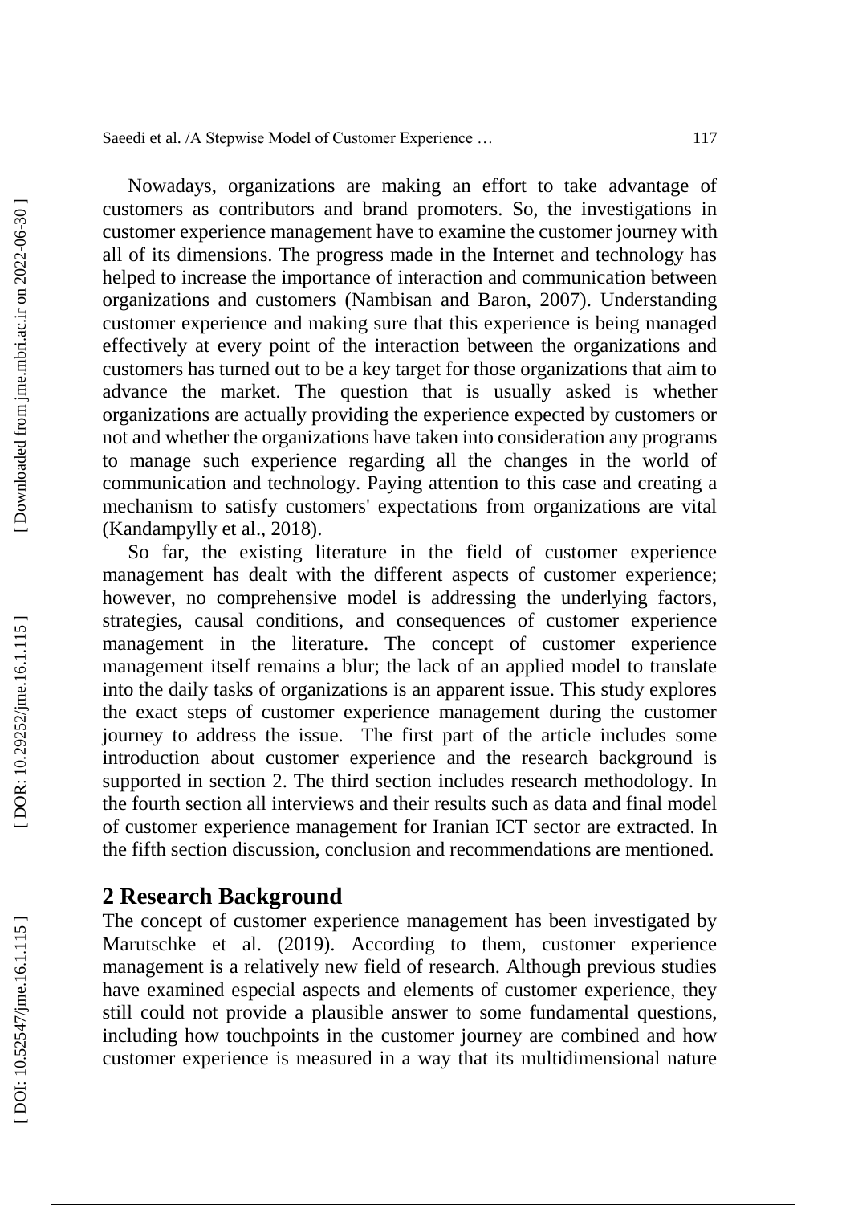Nowadays, organizations are making an effort to take advantage of customers as contributors and brand promoters. So, the investigations in customer experience management have to examine the customer journey with all of its dimensions. The progress made in the Internet and technology has helped to increase the importance of interaction and communication between organizations and customers (Nambisan and Baron, 2007). Understanding customer experience and making sure that this experience is being managed effectively at every point of the interaction between the organizations and customers has turned out to be a key target for those organizations that aim to advance the market. The question that is usually asked is whether organizations are actually providing the experience expected by customers or not and whether the organizations have taken into consideration any programs to manage such experience regarding all the changes in the world of communication and technology. Paying attention to this case and creating a mechanism to satisfy customers' expectations from organizations are vital (Kandampylly et al., 2018).

So far, the existing literature in the field of customer experience management has dealt with the different aspects of customer experience; however, no comprehensive model is addressing the underlying factors, strategies, causal conditions, and consequences of customer experience management in the literature. The concept of customer experience management itself remains a blur; the lack of an applied model to translate into the daily tasks of organizations is an apparent issue. This study explores the exact steps of customer experience management during the customer journey to address the issue. The first part of the article includes some introduction about customer experience and the research background is supported in section 2. The third section includes research methodology. In the fourth section all interviews and their results such as data and final model of customer experience management for Iranian ICT sector are extracted. In the fifth section discussion, conclusion and recommendations are mentioned.

## 2 Research Background

The concept of customer experience management has been investigated by Marutschke et al. (2019). According to them, customer experience management is a relatively new field of research. Although previous studies have examined especial aspects and elements of customer experience, they still could not provide a plausible answer to some fundamental questions, including how touchpoints in the customer journey are combined and how customer experience is measured in a way that its multidimensional nature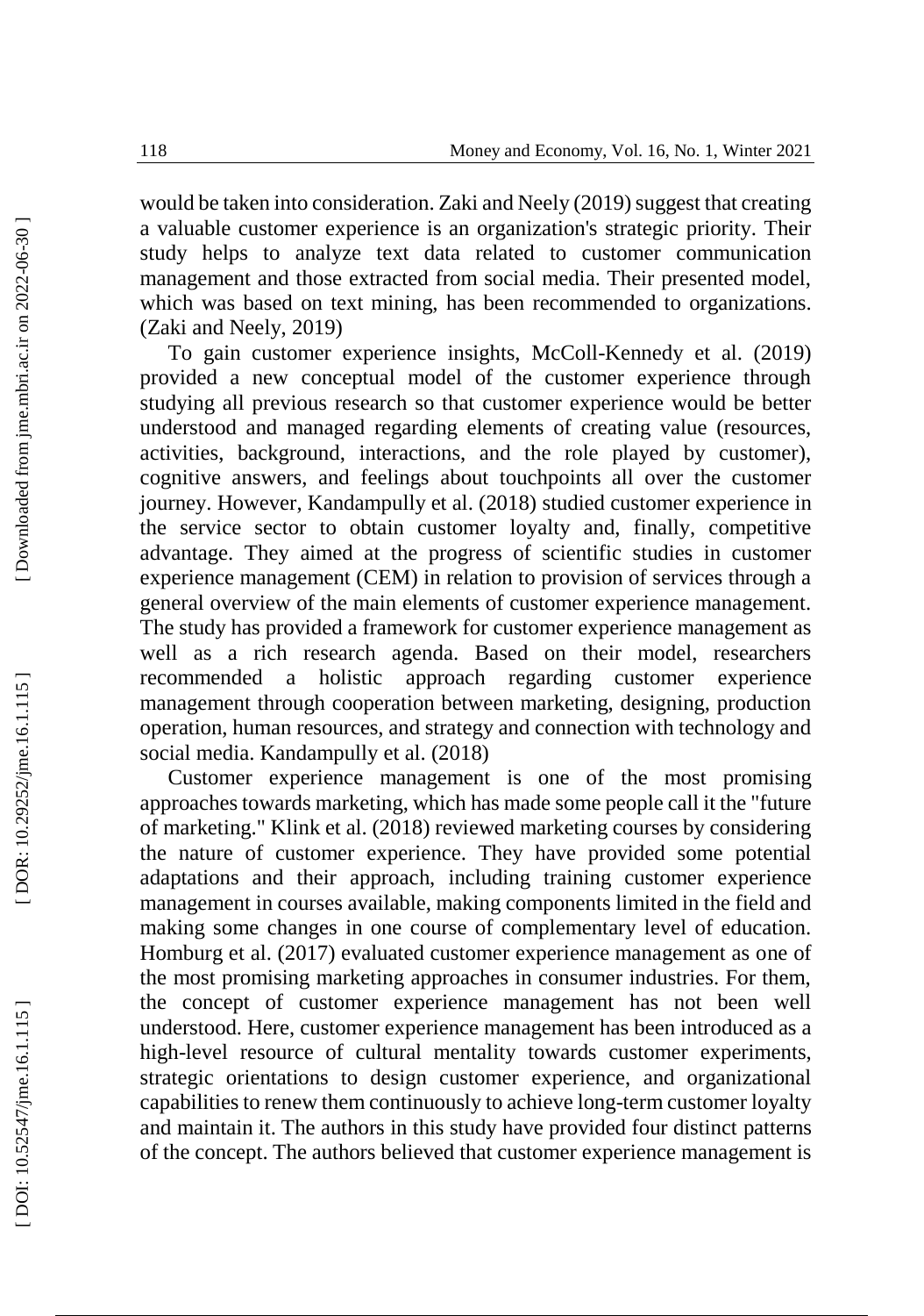would be taken into consideration. Zaki and Neely (2019) suggest that creating a valuable customer experience is an organization's strategic priority. Their study helps to analyze text data related to customer communication management and those extracted from social media. Their presented model, which was based on text mining, has been recommended to organizations. (Zaki and Neely, 2019)

To gain customer experience insights, McColl-Kennedy et al. (2019) provided a new conceptual model of the customer experience through studying all previous research so that customer experience would be better understood and managed regarding elements of creating value (resources, activities, background, interactions, and the role played by customer), cognitive answers, and feelings about touchpoints all over the customer journey. However, Kandampully et al. (2018) studied customer experience in the service sector to obtain customer loyalty and, finally, competitive advantage. They aimed at the progress of scientific studies in customer experience management (CEM) in relation to provision of services through a general overview of the main elements of customer experience management. The study has provided a framework for customer experience management as well as a rich research agenda. Based on their model, researchers recommended a holistic approach regarding customer experience management through cooperation between marketing, designing, production operation, human resources, and strategy and connection with technology and social media. Kandampully et al. (2018)

Customer experience management is one of the most promising approaches towards marketing, which has made some people call it the "future of marketing." Klink et al. (2018) reviewed marketing courses by considering the nature of customer experience. They have provided some potential adaptations and their approach, including training customer experience management in courses available, making components limited in the field and making some changes in one course of complementary level of education. Homburg et al. (2017) evaluated customer experience management as one of the most promising marketing approaches in consumer industries. For them, the concept of customer experience management has not been well understood. Here, customer experience management has been introduced as a high-level resource of cultural mentality towards customer experiments, strategic orientations to design customer experience, and organizational capabilities to renew them continuously to achieve long-term customer loyalty and maintain it. The authors in this study have provided four distinct patterns of the concept. The authors believed that customer experience management is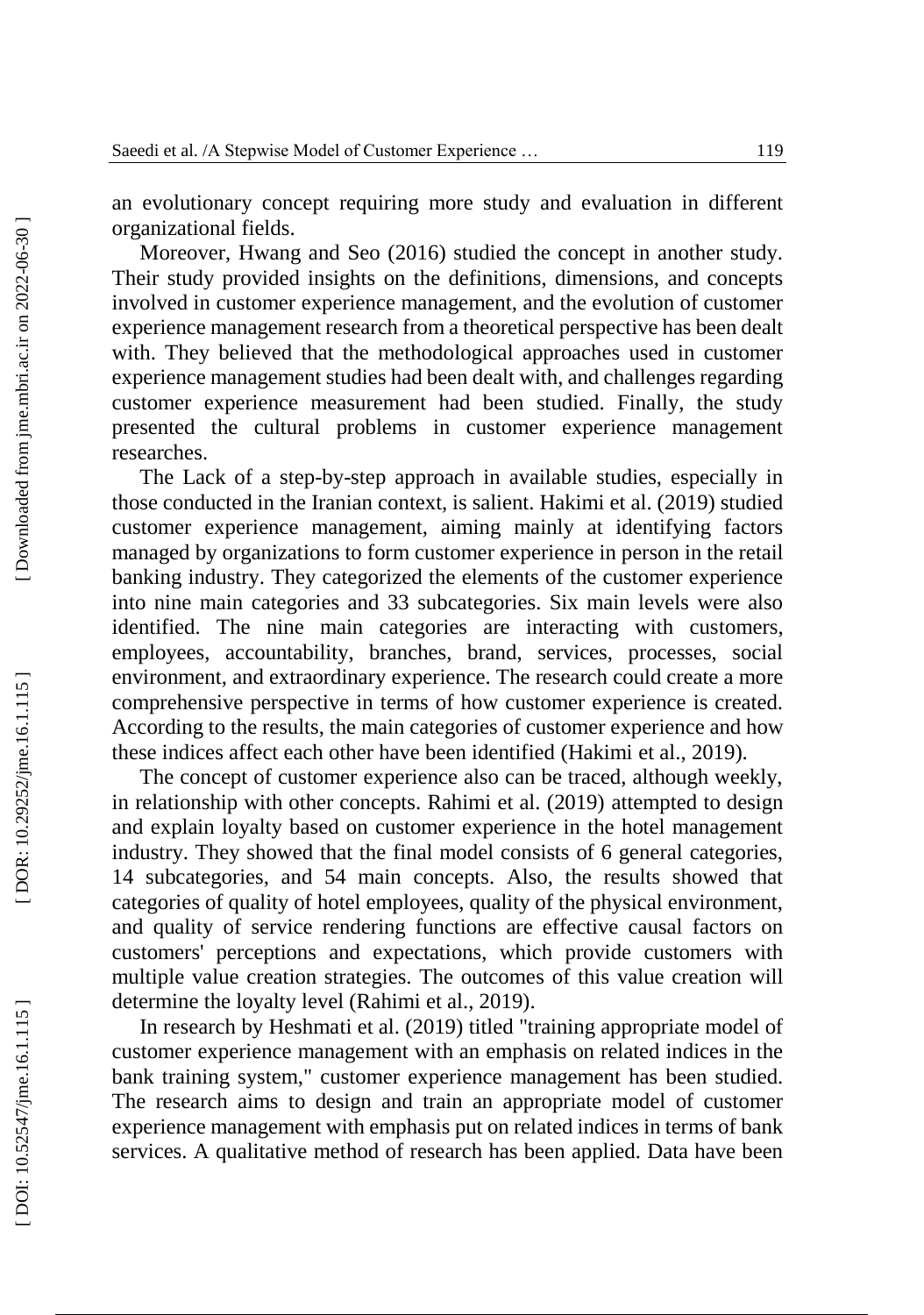an evolutionary concept requiring more study and evaluation in different organizational fields.

Moreover, Hwang and Seo (2016) studied the concept in another study. Their study provided insights on the definitions, dimensions, and concepts involved in customer experience management, and the evolution of customer experience management research from a theoretical perspective has been dealt with. They believed that the methodological approaches used in customer experience management studies had been dealt with, and challenges regarding customer experience measurement had been studied. Finally, the study presented the cultural problems in customer experience management researches.

The Lack of a step-by-step approach in available studies, especially in those conducted in the Iranian context, is salient. Hakimi et al. (2019) studied customer experience management, aiming mainly at identifying factors managed by organizations to form customer experience in person in the retail banking industry. They categorized the elements of the customer experience into nine main categories and 33 subcategories. Six main levels were also identified. The nine main categories are interacting with customers, employees, accountability, branches, brand, services, processes, social environment, and extraordinary experience. The research could create a more comprehensive perspective in terms of how customer experience is created. According to the results, the main categories of customer experience and how these indices affect each other have been identified (Hakimi et al., 2019).

The concept of customer experience also can be traced, although weekly, in relationship with other concepts. Rahimi et al. (2019) attempted to design and explain loyalty based on customer experience in the hotel management industry. They showed that the final model consists of 6 general categories, 14 subcategories, and 54 main concepts. Also, the results showed that categories of quality of hotel employees, quality of the physical environment, and quality of service rendering functions are effective causal factors on customers' perceptions and expectations, which provide customers with multiple value creation strategies. The outcomes of this value creation will determine the loyalty level (Rahimi et al., 2019).

In research by Heshmati et al. (2019) titled "training appropriate model of customer experience management with an emphasis on related indices in the bank training system," customer experience management has been studied. The research aims to design and train an appropriate model of customer experience management with emphasis put on related indices in terms of bank services. A qualitative method of research has been applied. Data have been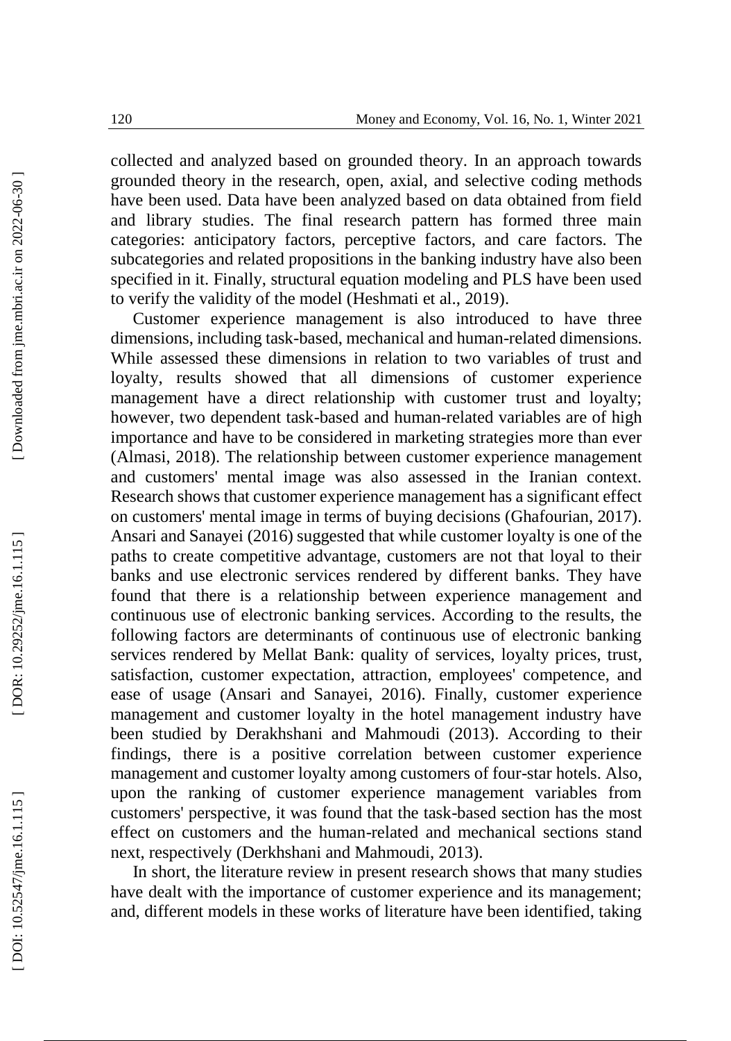collected and analyzed based on grounded theory. In an approach towards grounded theory in the research, open, axial, and selective coding methods have been used. Data have been analyzed based on data obtained from field and library studies. The final research pattern has formed three main categories: anticipatory factors, perceptive factors, and care factors. The subcategories and related propositions in the banking industry have also been specified in it. Finally, structural equation modeling and PLS have been used to verify the validity of the model (Heshmati et al., 2019).

Customer experience management is also introduced to have three dimensions, including task-based, mechanical and human-related dimensions. While assessed these dimensions in relation to two variables of trust and loyalty, results showed that all dimensions of customer experience management have a direct relationship with customer trust and loyalty; however, two dependent task-based and human-related variables are of high importance and have to be considered in marketing strategies more than ever (Almasi, 2018). The relationship between customer experience management and customers' mental image was also assessed in the Iranian context. Research shows that customer experience management has a significant effect on customers' mental image in terms of buying decisions (Ghafourian, 2017). Ansari and Sanayei (2016) suggested that while customer loyalty is one of the paths to create competitive advantage, customers are not that loyal to their banks and use electronic services rendered by different banks. They have found that there is a relationship between experience management and continuous use of electronic banking services. According to the results, the following factors are determinants of continuous use of electronic banking services rendered by Mellat Bank: quality of services, loyalty prices, trust, satisfaction, customer expectation, attraction, employees' competence, and ease of usage (Ansari and Sanayei, 2016). Finally, customer experience management and customer loyalty in the hotel management industry have been studied by Derakhshani and Mahmoudi (2013). According to their findings, there is a positive correlation between customer experience management and customer loyalty among customers of four-star hotels. Also, upon the ranking of customer experience management variables from customers' perspective, it was found that the task-based section has the most effect on customers and the human-related and mechanical sections stand next, respectively (Derkhshani and Mahmoudi, 2013).

In short, the literature review in present research shows that many studies have dealt with the importance of customer experience and its management; and, different models in these works of literature have been identified, taking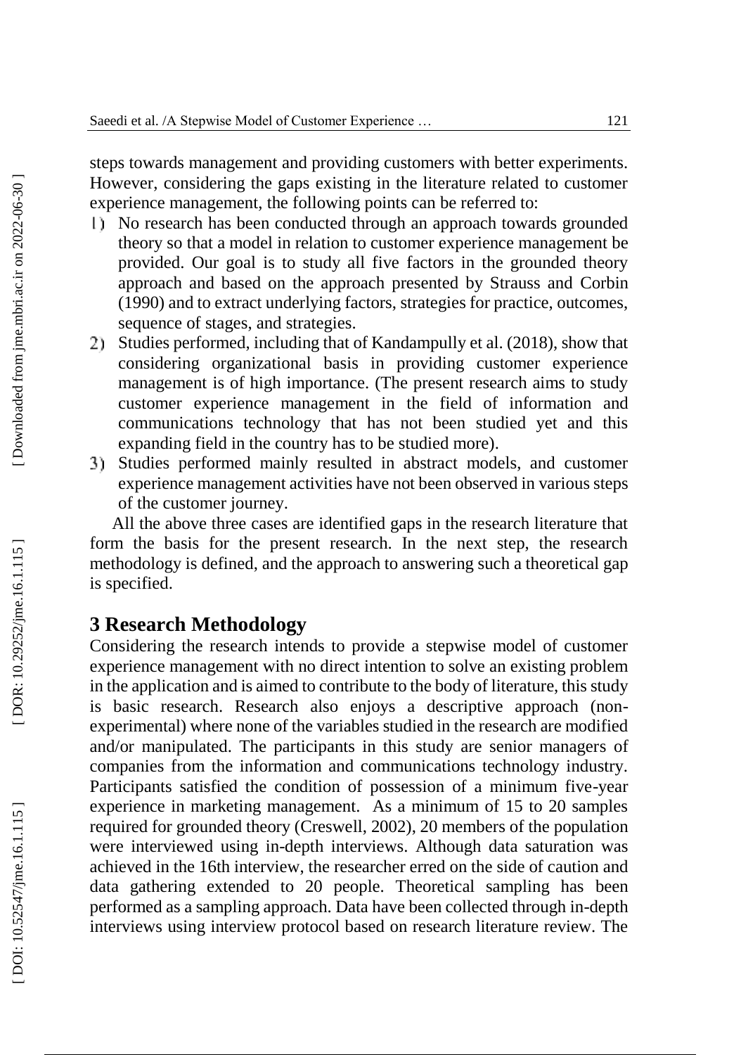steps towards management and providing customers with better experiments. However, considering the gaps existing in the literature related to customer experience management, the following points can be referred to:

1) No research has been conducted through an approach towards grounded theory so that a model in relation to customer experience management be provided. Our goal is to study all five factors in the grounded theory approach and based on the approach presented by Strauss and Corbin (1990) and to extract underlying factors, strategies for practice, outcomes, sequence of stages, and strategies.
2) Studies performed, including that of Kandampully et al. (2018), show that considering organizational basis in providing customer experience management is of high importance. (The present research aims to study customer experience management in the field of information and communications technology that has not been studied yet and this expanding field in the country has to be studied more).
3) Studies performed mainly resulted in abstract models, and customer experience management activities have not been observed in various steps of the customer journey.

All the above three cases are identified gaps in the research literature that form the basis for the present research. In the next step, the research methodology is defined, and the approach to answering such a theoretical gap is specified.

## 3 Research Methodology

Considering the research intends to provide a stepwise model of customer experience management with no direct intention to solve an existing problem in the application and is aimed to contribute to the body of literature, this study is basic research. Research also enjoys a descriptive approach (non-experimental) where none of the variables studied in the research are modified and/or manipulated. The participants in this study are senior managers of companies from the information and communications technology industry. Participants satisfied the condition of possession of a minimum five-year experience in marketing management. As a minimum of 15 to 20 samples required for grounded theory (Creswell, 2002), 20 members of the population were interviewed using in-depth interviews. Although data saturation was achieved in the 16th interview, the researcher erred on the side of caution and data gathering extended to 20 people. Theoretical sampling has been performed as a sampling approach. Data have been collected through in-depth interviews using interview protocol based on research literature review. The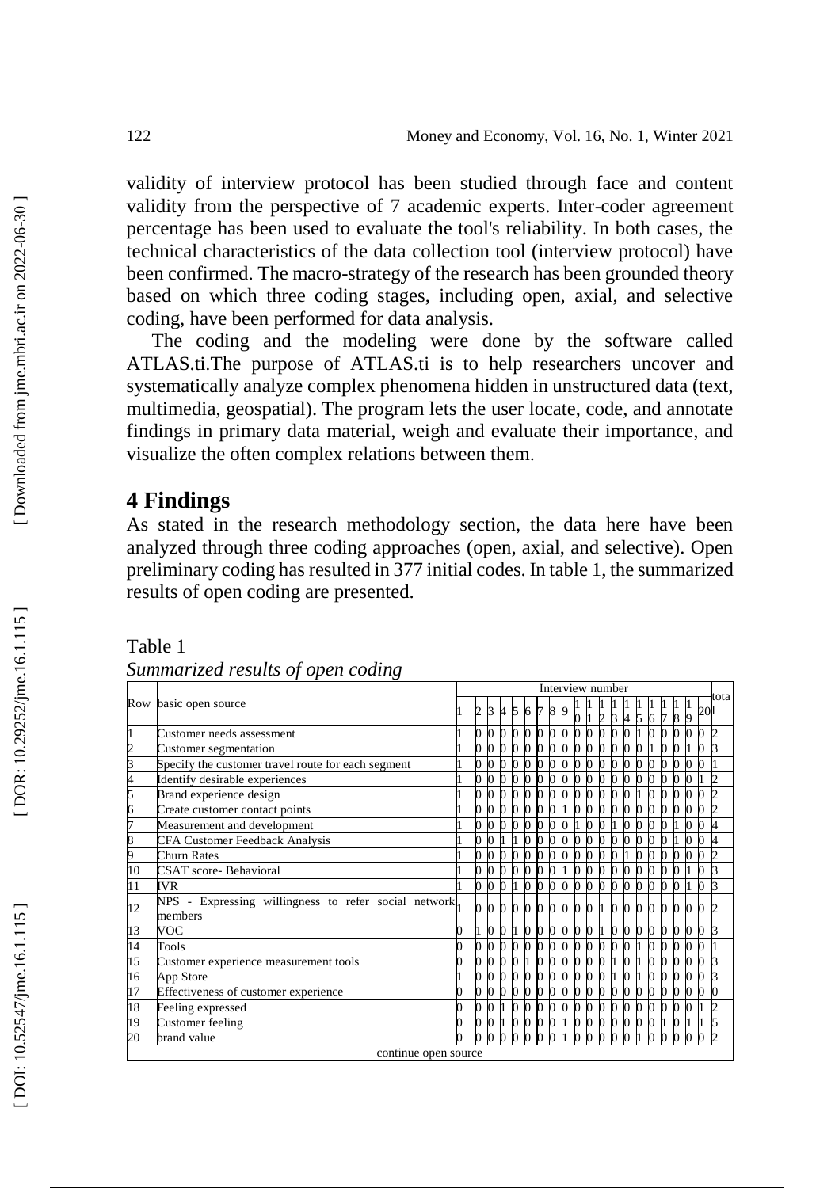validity of interview protocol has been studied through face and content validity from the perspective of 7 academic experts. Inter-coder agreement percentage has been used to evaluate the tool's reliability. In both cases, the technical characteristics of the data collection tool (interview protocol) have been confirmed. The macro-strategy of the research has been grounded theory based on which three coding stages, including open, axial, and selective coding, have been performed for data analysis.

The coding and the modeling were done by the software called ATLAS.ti.The purpose of ATLAS.ti is to help researchers uncover and systematically analyze complex phenomena hidden in unstructured data (text, multimedia, geospatial). The program lets the user locate, code, and annotate findings in primary data material, weigh and evaluate their importance, and visualize the often complex relations between them.

## 4 Findings

As stated in the research methodology section, the data here have been analyzed through three coding approaches (open, axial, and selective). Open preliminary coding has resulted in 377 initial codes. In table 1, the summarized results of open coding are presented.

Table 1

*Summarized results of open coding*

| Row | basic open source | Interview number | | | | | | | | | | | | | | | | | | | | total |
|---|---|---|---|---|---|---|---|---|---|---|---|---|---|---|---|---|---|---|---|---|---|---|
| | | 1 | 2 | 3 | 4 | 5 | 6 | 7 | 8 | 9 | 10 | 11 | 12 | 13 | 14 | 15 | 16 | 17 | 18 | 19 | 20 | |
| 1 | Customer needs assessment | 1 | 0 | 0 | 0 | 0 | 0 | 0 | 0 | 0 | 0 | 0 | 0 | 0 | 0 | 1 | 0 | 0 | 0 | 0 | 0 | 2 |
| 2 | Customer segmentation | 1 | 0 | 0 | 0 | 0 | 0 | 0 | 0 | 0 | 0 | 0 | 0 | 0 | 0 | 0 | 1 | 0 | 0 | 1 | 0 | 3 |
| 3 | Specify the customer travel route for each segment | 1 | 0 | 0 | 0 | 0 | 0 | 0 | 0 | 0 | 0 | 0 | 0 | 0 | 0 | 0 | 0 | 0 | 0 | 0 | 0 | 1 |
| 4 | Identify desirable experiences | 1 | 0 | 0 | 0 | 0 | 0 | 0 | 0 | 0 | 0 | 0 | 0 | 0 | 0 | 0 | 0 | 0 | 0 | 0 | 1 | 2 |
| 5 | Brand experience design | 1 | 0 | 0 | 0 | 0 | 0 | 0 | 0 | 0 | 0 | 0 | 0 | 0 | 0 | 0 | 1 | 0 | 0 | 0 | 0 | 2 |
| 6 | Create customer contact points | 1 | 0 | 0 | 0 | 0 | 0 | 0 | 0 | 1 | 0 | 0 | 0 | 0 | 0 | 0 | 0 | 0 | 0 | 0 | 0 | 2 |
| 7 | Measurement and development | 1 | 0 | 0 | 0 | 0 | 0 | 0 | 0 | 0 | 1 | 0 | 0 | 1 | 0 | 0 | 0 | 0 | 1 | 0 | 0 | 4 |
| 8 | CFA Customer Feedback Analysis | 1 | 0 | 0 | 1 | 1 | 0 | 0 | 0 | 0 | 0 | 0 | 0 | 0 | 0 | 0 | 0 | 0 | 1 | 0 | 0 | 4 |
| 9 | Churn Rates | 1 | 0 | 0 | 0 | 0 | 0 | 0 | 0 | 0 | 0 | 0 | 0 | 0 | 1 | 0 | 0 | 0 | 0 | 0 | 0 | 2 |
| 10 | CSAT score- Behavioral | 1 | 0 | 0 | 0 | 0 | 0 | 0 | 0 | 1 | 0 | 0 | 0 | 0 | 0 | 0 | 0 | 0 | 0 | 1 | 0 | 3 |
| 11 | IVR | 1 | 0 | 0 | 0 | 1 | 0 | 0 | 0 | 0 | 0 | 0 | 0 | 0 | 0 | 0 | 0 | 0 | 0 | 1 | 0 | 3 |
| 12 | NPS - Expressing willingness to refer social network members | 1 | 0 | 0 | 0 | 0 | 0 | 0 | 0 | 0 | 0 | 0 | 1 | 0 | 0 | 0 | 0 | 0 | 0 | 0 | 0 | 2 |
| 13 | VOC | 0 | 1 | 0 | 0 | 1 | 0 | 0 | 0 | 0 | 0 | 0 | 1 | 0 | 0 | 0 | 0 | 0 | 0 | 0 | 0 | 3 |
| 14 | Tools | 0 | 0 | 0 | 0 | 0 | 0 | 0 | 0 | 0 | 0 | 0 | 0 | 0 | 0 | 0 | 1 | 0 | 0 | 0 | 0 | 1 |
| 15 | Customer experience measurement tools | 0 | 0 | 0 | 0 | 0 | 1 | 0 | 0 | 0 | 0 | 0 | 0 | 1 | 0 | 1 | 0 | 0 | 0 | 0 | 0 | 3 |
| 16 | App Store | 1 | 0 | 0 | 0 | 0 | 0 | 0 | 0 | 0 | 0 | 0 | 0 | 1 | 0 | 1 | 0 | 0 | 0 | 0 | 0 | 3 |
| 17 | Effectiveness of customer experience | 0 | 0 | 0 | 0 | 0 | 0 | 0 | 0 | 0 | 0 | 0 | 0 | 0 | 0 | 0 | 0 | 0 | 0 | 0 | 0 | 0 |
| 18 | Feeling expressed | 0 | 0 | 0 | 1 | 0 | 0 | 0 | 0 | 0 | 0 | 0 | 0 | 0 | 0 | 0 | 0 | 0 | 0 | 0 | 1 | 2 |
| 19 | Customer feeling | 0 | 0 | 0 | 1 | 0 | 0 | 0 | 0 | 1 | 0 | 0 | 0 | 0 | 0 | 0 | 0 | 1 | 0 | 1 | 1 | 5 |
| 20 | brand value | 0 | 0 | 0 | 0 | 0 | 0 | 0 | 0 | 1 | 0 | 0 | 0 | 0 | 0 | 1 | 0 | 0 | 0 | 0 | 0 | 2 |
| continue open source | | | | | | | | | | | | | | | | | | | | | | |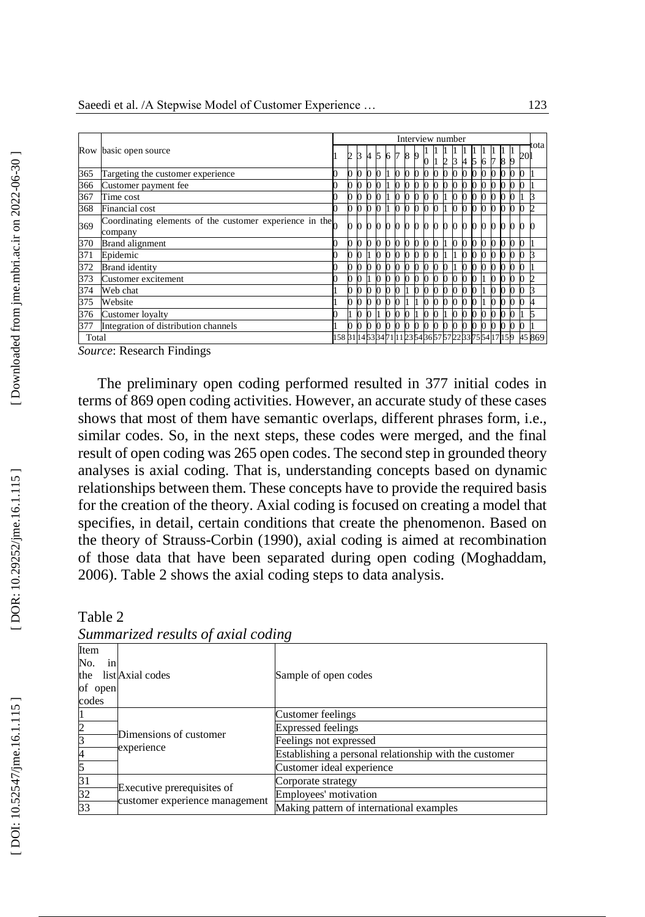| Row | basic open source | Interview number | | | | | | | | | | | | | | | | | | | | total |
|---|---|---|---|---|---|---|---|---|---|---|---|---|---|---|---|---|---|---|---|---|---|---|
| | | 1 | 2 | 3 | 4 | 5 | 6 | 7 | 8 | 9 | 10 | 11 | 12 | 13 | 14 | 15 | 16 | 17 | 18 | 19 | 20 | |
| 365 | Targeting the customer experience | 0 | 0 | 0 | 0 | 0 | 1 | 0 | 0 | 0 | 0 | 0 | 0 | 0 | 0 | 0 | 0 | 0 | 0 | 0 | 0 | 1 |
| 366 | Customer payment fee | 0 | 0 | 0 | 0 | 0 | 1 | 0 | 0 | 0 | 0 | 0 | 0 | 0 | 0 | 0 | 0 | 0 | 0 | 0 | 0 | 1 |
| 367 | Time cost | 0 | 0 | 0 | 0 | 0 | 1 | 0 | 0 | 0 | 0 | 0 | 1 | 0 | 0 | 0 | 0 | 0 | 0 | 0 | 1 | 3 |
| 368 | Financial cost | 0 | 0 | 0 | 0 | 0 | 1 | 0 | 0 | 0 | 0 | 0 | 1 | 0 | 0 | 0 | 0 | 0 | 0 | 0 | 0 | 2 |
| 369 | Coordinating elements of the customer experience in the company | 0 | 0 | 0 | 0 | 0 | 0 | 0 | 0 | 0 | 0 | 0 | 0 | 0 | 0 | 0 | 0 | 0 | 0 | 0 | 0 | 0 |
| 370 | Brand alignment | 0 | 0 | 0 | 0 | 0 | 0 | 0 | 0 | 0 | 0 | 0 | 1 | 0 | 0 | 0 | 0 | 0 | 0 | 0 | 0 | 1 |
| 371 | Epidemic | 0 | 0 | 0 | 1 | 0 | 0 | 0 | 0 | 0 | 0 | 0 | 1 | 1 | 0 | 0 | 0 | 0 | 0 | 0 | 0 | 3 |
| 372 | Brand identity | 0 | 0 | 0 | 0 | 0 | 0 | 0 | 0 | 0 | 0 | 0 | 0 | 1 | 0 | 0 | 0 | 0 | 0 | 0 | 0 | 1 |
| 373 | Customer excitement | 0 | 0 | 0 | 1 | 0 | 0 | 0 | 0 | 0 | 0 | 0 | 0 | 0 | 0 | 0 | 1 | 0 | 0 | 0 | 0 | 2 |
| 374 | Web chat | 1 | 0 | 0 | 0 | 0 | 0 | 0 | 1 | 0 | 0 | 0 | 0 | 0 | 0 | 0 | 1 | 0 | 0 | 0 | 0 | 3 |
| 375 | Website | 1 | 0 | 0 | 0 | 0 | 0 | 0 | 1 | 1 | 0 | 0 | 0 | 0 | 0 | 0 | 1 | 0 | 0 | 0 | 0 | 4 |
| 376 | Customer loyalty | 0 | 1 | 0 | 0 | 1 | 0 | 0 | 0 | 1 | 0 | 0 | 1 | 0 | 0 | 0 | 0 | 0 | 0 | 0 | 1 | 5 |
| 377 | Integration of distribution channels | 1 | 0 | 0 | 0 | 0 | 0 | 0 | 0 | 0 | 0 | 0 | 0 | 0 | 0 | 0 | 0 | 0 | 0 | 0 | 0 | 1 |
| Total | | 158 | 31 | 14 | 53 | 34 | 71 | 11 | 23 | 54 | 36 | 57 | 57 | 22 | 33 | 75 | 54 | 17 | 15 | 9 | 45 | 869 |

*Source*: Research Findings

The preliminary open coding performed resulted in 377 initial codes in terms of 869 open coding activities. However, an accurate study of these cases shows that most of them have semantic overlaps, different phrases form, i.e., similar codes. So, in the next steps, these codes were merged, and the final result of open coding was 265 open codes. The second step in grounded theory analyses is axial coding. That is, understanding concepts based on dynamic relationships between them. These concepts have to provide the required basis for the creation of the theory. Axial coding is focused on creating a model that specifies, in detail, certain conditions that create the phenomenon. Based on the theory of Strauss-Corbin (1990), axial coding is aimed at recombination of those data that have been separated during open coding (Moghaddam, 2006). Table 2 shows the axial coding steps to data analysis.

Table 2

*Summarized results of axial coding*

| Item No. in the list of open codes | Axial codes | Sample of open codes |
|---|---|---|
| 1 | Dimensions of customer experience | Customer feelings |
| 2 | | Expressed feelings |
| 3 | | Feelings not expressed |
| 4 | | Establishing a personal relationship with the customer |
| 5 | | Customer ideal experience |
| 31 | Executive prerequisites of customer experience management | Corporate strategy |
| 32 | | Employees' motivation |
| 33 | | Making pattern of international examples |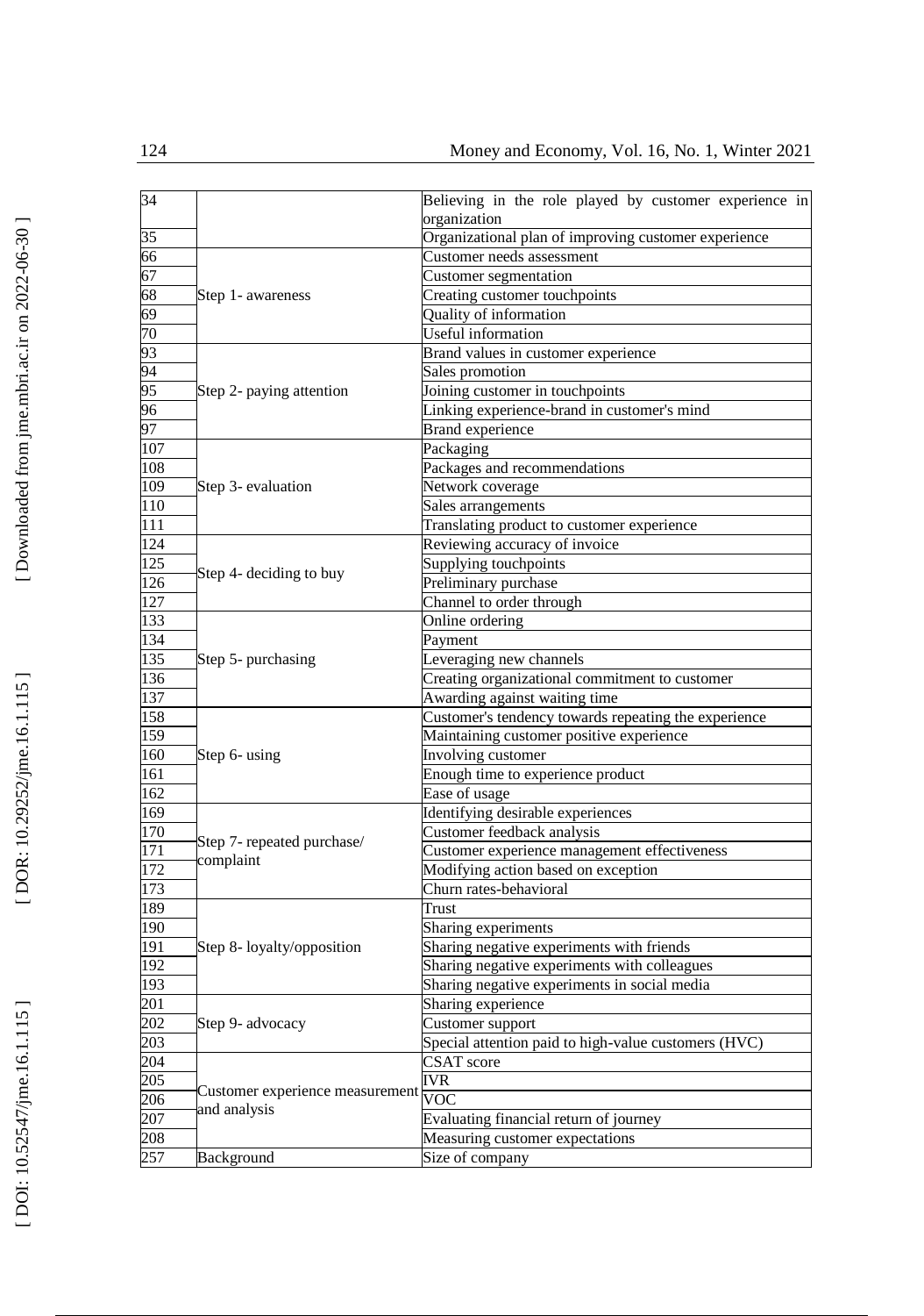| | | |
|---|---|---|
| 34 | | Believing in the role played by customer experience in organization |
| 35 | | Organizational plan of improving customer experience |
| 66 | Step 1- awareness | Customer needs assessment |
| 67 | | Customer segmentation |
| 68 | | Creating customer touchpoints |
| 69 | | Quality of information |
| 70 | | Useful information |
| 93 | Step 2- paying attention | Brand values in customer experience |
| 94 | | Sales promotion |
| 95 | | Joining customer in touchpoints |
| 96 | | Linking experience-brand in customer's mind |
| 97 | | Brand experience |
| 107 | Step 3- evaluation | Packaging |
| 108 | | Packages and recommendations |
| 109 | | Network coverage |
| 110 | | Sales arrangements |
| 111 | | Translating product to customer experience |
| 124 | Step 4- deciding to buy | Reviewing accuracy of invoice |
| 125 | | Supplying touchpoints |
| 126 | | Preliminary purchase |
| 127 | | Channel to order through |
| 133 | Step 5- purchasing | Online ordering |
| 134 | | Payment |
| 135 | | Leveraging new channels |
| 136 | | Creating organizational commitment to customer |
| 137 | | Awarding against waiting time |
| 158 | Step 6- using | Customer's tendency towards repeating the experience |
| 159 | | Maintaining customer positive experience |
| 160 | | Involving customer |
| 161 | | Enough time to experience product |
| 162 | | Ease of usage |
| 169 | Step 7- repeated purchase/ complaint | Identifying desirable experiences |
| 170 | | Customer feedback analysis |
| 171 | | Customer experience management effectiveness |
| 172 | | Modifying action based on exception |
| 173 | | Churn rates-behavioral |
| 189 | Step 8- loyalty/opposition | Trust |
| 190 | | Sharing experiments |
| 191 | | Sharing negative experiments with friends |
| 192 | | Sharing negative experiments with colleagues |
| 193 | | Sharing negative experiments in social media |
| 201 | Step 9- advocacy | Sharing experience |
| 202 | | Customer support |
| 203 | | Special attention paid to high-value customers (HVC) |
| 204 | Customer experience measurement and analysis | CSAT score |
| 205 | | IVR |
| 206 | | VOC |
| 207 | | Evaluating financial return of journey |
| 208 | | Measuring customer expectations |
| 257 | Background | Size of company |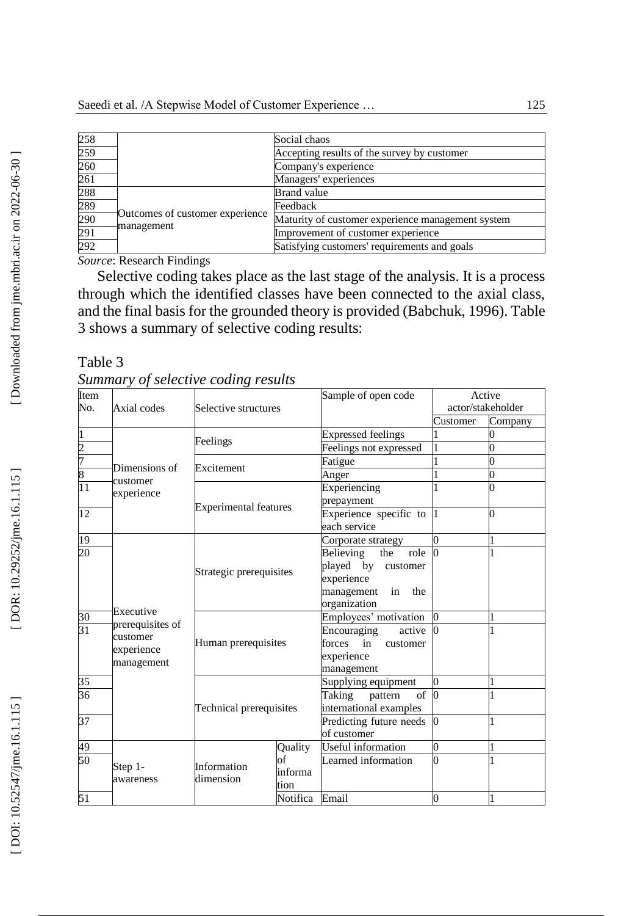| | | |
|---|---|---|
| 258 | | Social chaos |
| 259 | | Accepting results of the survey by customer |
| 260 | | Company's experience |
| 261 | | Managers' experiences |
| 288 | Outcomes of customer experience management | Brand value |
| 289 | | Feedback |
| 290 | | Maturity of customer experience management system |
| 291 | | Improvement of customer experience |
| 292 | | Satisfying customers' requirements and goals |

*Source*: Research Findings

Selective coding takes place as the last stage of the analysis. It is a process through which the identified classes have been connected to the axial class, and the final basis for the grounded theory is provided (Babchuk, 1996). Table 3 shows a summary of selective coding results:

Table 3

*Summary of selective coding results*

| Item No. | Axial codes | Selective structures | | Sample of open code | Active actor/stakeholder | |
|---|---|---|---|---|---|---|
| | | | | | Customer | Company |
| 1 | Dimensions of customer experience | Feelings | | Expressed feelings | 1 | 0 |
| 2 | | | | Feelings not expressed | 1 | 0 |
| 7 | | Excitement | | Fatigue | 1 | 0 |
| 8 | | | | Anger | 1 | 0 |
| 11 | | Experimental features | | Experiencing prepayment | 1 | 0 |
| 12 | | | | Experience specific to each service | 1 | 0 |
| 19 | Executive prerequisites of customer experience management | Strategic prerequisites | | Corporate strategy | 0 | 1 |
| 20 | | | | Believing the role played by customer experience management in the organization | 0 | 1 |
| 30 | | Human prerequisites | | Employees' motivation | 0 | 1 |
| 31 | | | | Encouraging active forces in customer experience management | 0 | 1 |
| 35 | | Technical prerequisites | | Supplying equipment | 0 | 1 |
| 36 | | | | Taking pattern of international examples | 0 | 1 |
| 37 | | | | Predicting future needs of customer | 0 | 1 |
| 49 | Step 1- awareness | Information dimension | Quality of information | Useful information | 0 | 1 |
| 50 | | | | Learned information | 0 | 1 |
| 51 | | | Notifica | Email | 0 | 1 |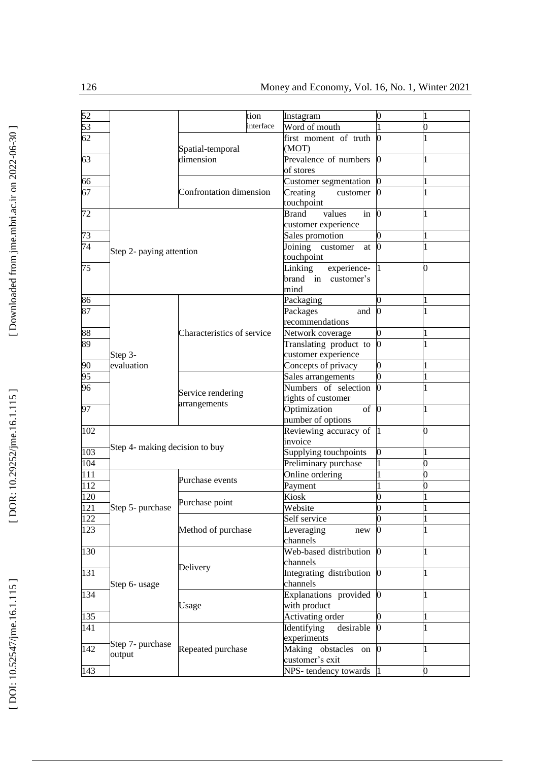| 52 | | | tion | Instagram | 0 | 1 |
|---|---|---|---|---|---|---|
| 53 | | | interface | Word of mouth | 1 | 0 |
| 62 | | Spatial-temporal dimension | | first moment of truth (MOT) | 0 | 1 |
| 63 | | | | Prevalence of numbers of stores | 0 | 1 |
| 66 | | Confrontation dimension | | Customer segmentation | 0 | 1 |
| 67 | | | | Creating customer touchpoint | 0 | 1 |
| 72 | Step 2- paying attention | | | Brand values in customer experience | 0 | 1 |
| 73 | | | | Sales promotion | 0 | 1 |
| 74 | | | | Joining customer at touchpoint | 0 | 1 |
| 75 | | | | Linking experience-brand in customer's mind | 1 | 0 |
| 86 | Step 3- evaluation | Characteristics of service | | Packaging | 0 | 1 |
| 87 | | | | Packages and recommendations | 0 | 1 |
| 88 | | | | Network coverage | 0 | 1 |
| 89 | | | | Translating product to customer experience | 0 | 1 |
| 90 | | | | Concepts of privacy | 0 | 1 |
| 95 | | Service rendering arrangements | | Sales arrangements | 0 | 1 |
| 96 | | | | Numbers of selection rights of customer | 0 | 1 |
| 97 | | | | Optimization of number of options | 0 | 1 |
| 102 | Step 4- making decision to buy | | | Reviewing accuracy of invoice | 1 | 0 |
| 103 | | | | Supplying touchpoints | 0 | 1 |
| 104 | | | | Preliminary purchase | 1 | 0 |
| 111 | Step 5- purchase | Purchase events | | Online ordering | 1 | 0 |
| 112 | | | | Payment | 1 | 0 |
| 120 | | Purchase point | | Kiosk | 0 | 1 |
| 121 | | | | Website | 0 | 1 |
| 122 | | Method of purchase | | Self service | 0 | 1 |
| 123 | | | | Leveraging new channels | 0 | 1 |
| 130 | Step 6- usage | Delivery | | Web-based distribution channels | 0 | 1 |
| 131 | | | | Integrating distribution channels | 0 | 1 |
| 134 | | Usage | | Explanations provided with product | 0 | 1 |
| 135 | | | | Activating order | 0 | 1 |
| 141 | Step 7- purchase output | Repeated purchase | | Identifying desirable experiments | 0 | 1 |
| 142 | | | | Making obstacles on customer's exit | 0 | 1 |
| 143 | | | | NPS- tendency towards | 1 | 0 |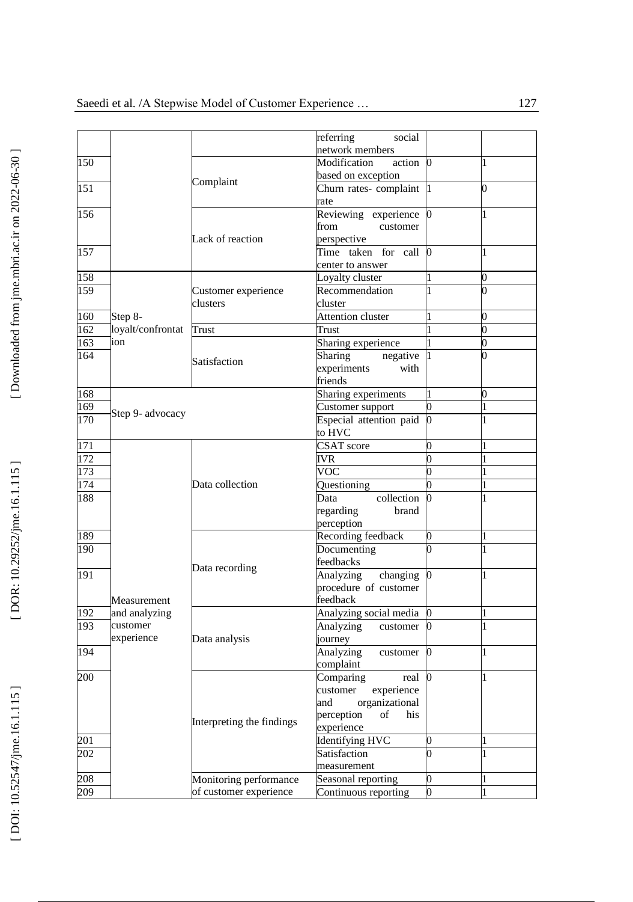| | | | | | |
|---|---|---|---|---|---|
| | | | referring social network members | | |
| 150 | | Complaint | Modification action based on exception | 0 | 1 |
| 151 | | | Churn rates- complaint rate | 1 | 0 |
| 156 | | Lack of reaction | Reviewing experience from customer perspective | 0 | 1 |
| 157 | | | Time taken for call center to answer | 0 | 1 |
| 158 | Step 8- loyalt/confrontation | Customer experience clusters | Loyalty cluster | 1 | 0 |
| 159 | | | Recommendation cluster | 1 | 0 |
| 160 | | | Attention cluster | 1 | 0 |
| 162 | | Trust | Trust | 1 | 0 |
| 163 | | Satisfaction | Sharing experience | 1 | 0 |
| 164 | | | Sharing negative experiments with friends | 1 | 0 |
| 168 | Step 9- advocacy | | Sharing experiments | 1 | 0 |
| 169 | | | Customer support | 0 | 1 |
| 170 | | | Especial attention paid to HVC | 0 | 1 |
| 171 | Measurement and analyzing customer experience | Data collection | CSAT score | 0 | 1 |
| 172 | | | IVR | 0 | 1 |
| 173 | | | VOC | 0 | 1 |
| 174 | | | Questioning | 0 | 1 |
| 188 | | | Data collection regarding brand perception | 0 | 1 |
| 189 | | Data recording | Recording feedback | 0 | 1 |
| 190 | | | Documenting feedbacks | 0 | 1 |
| 191 | | | Analyzing changing procedure of customer feedback | 0 | 1 |
| 192 | | Data analysis | Analyzing social media | 0 | 1 |
| 193 | | | Analyzing customer journey | 0 | 1 |
| 194 | | | Analyzing customer complaint | 0 | 1 |
| 200 | | Interpreting the findings | Comparing real customer experience and organizational perception of his experience | 0 | 1 |
| 201 | | | Identifying HVC | 0 | 1 |
| 202 | | | Satisfaction measurement | 0 | 1 |
| 208 | | Monitoring performance of customer experience | Seasonal reporting | 0 | 1 |
| 209 | | | Continuous reporting | 0 | 1 |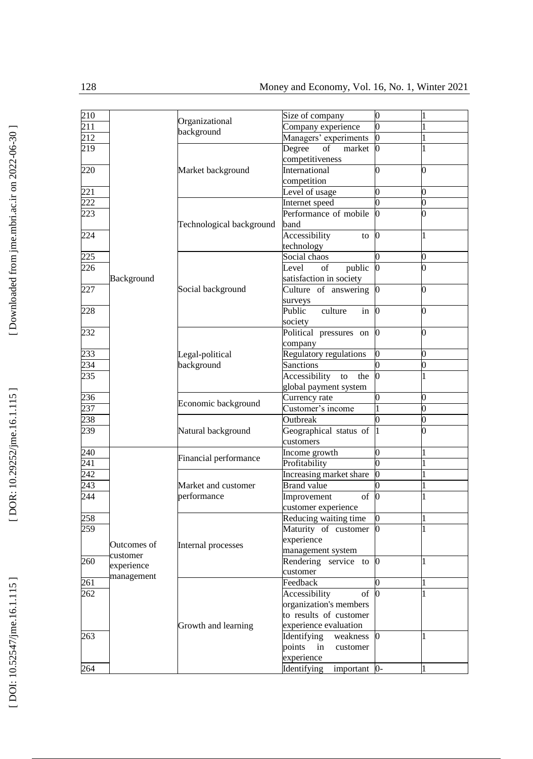| | | | | | |
|---|---|---|---|---|---|
| 210 | Background | Organizational background | Size of company | 0 | 1 |
| 211 | | | Company experience | 0 | 1 |
| 212 | | | Managers' experiments | 0 | 1 |
| 219 | | Market background | Degree of market competitiveness | 0 | 1 |
| 220 | | | International competition | 0 | 0 |
| 221 | | | Level of usage | 0 | 0 |
| 222 | | Technological background | Internet speed | 0 | 0 |
| 223 | | | Performance of mobile band | 0 | 0 |
| 224 | | | Accessibility to technology | 0 | 1 |
| 225 | | Social background | Social chaos | 0 | 0 |
| 226 | | | Level of public satisfaction in society | 0 | 0 |
| 227 | | | Culture of answering surveys | 0 | 0 |
| 228 | | | Public culture in society | 0 | 0 |
| 232 | | Legal-political background | Political pressures on company | 0 | 0 |
| 233 | | | Regulatory regulations | 0 | 0 |
| 234 | | | Sanctions | 0 | 0 |
| 235 | | | Accessibility to the global payment system | 0 | 1 |
| 236 | | Economic background | Currency rate | 0 | 0 |
| 237 | | | Customer's income | 1 | 0 |
| 238 | | Natural background | Outbreak | 0 | 0 |
| 239 | | | Geographical status of customers | 1 | 0 |
| 240 | Outcomes of customer experience management | Financial performance | Income growth | 0 | 1 |
| 241 | | | Profitability | 0 | 1 |
| 242 | | Market and customer performance | Increasing market share | 0 | 1 |
| 243 | | | Brand value | 0 | 1 |
| 244 | | | Improvement of customer experience | 0 | 1 |
| 258 | | Internal processes | Reducing waiting time | 0 | 1 |
| 259 | | | Maturity of customer experience management system | 0 | 1 |
| 260 | | | Rendering service to customer | 0 | 1 |
| 261 | | Growth and learning | Feedback | 0 | 1 |
| 262 | | | Accessibility of organization's members to results of customer experience evaluation | 0 | 1 |
| 263 | | | Identifying weakness points in customer experience | 0 | 1 |
| 264 | | | Identifying important | 0- | 1 |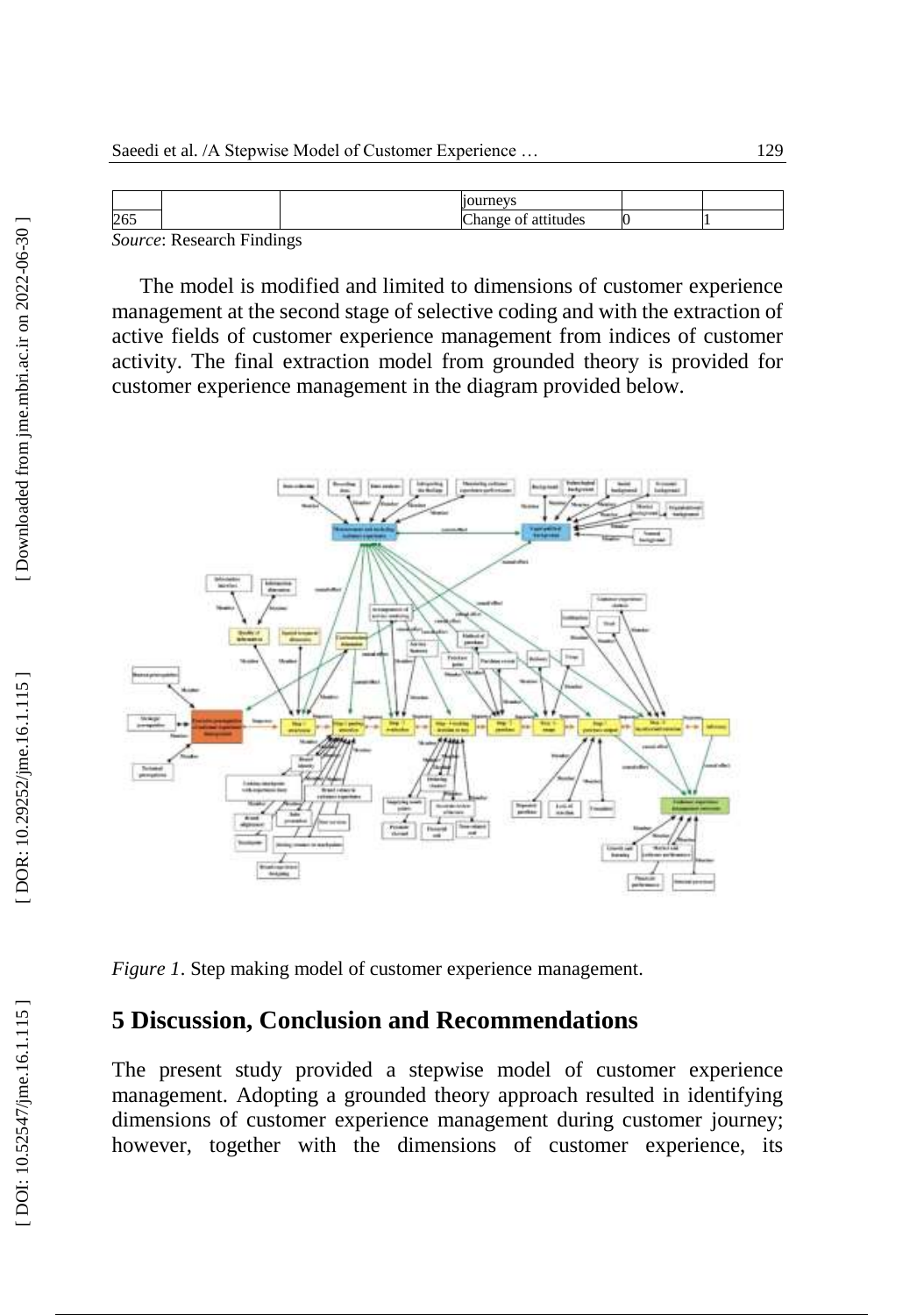| | | | journeys | | |
|---|---|---|---|---|---|
| 265 | | | Change of attitudes | 0 | 1 |

*Source*: Research Findings

The model is modified and limited to dimensions of customer experience management at the second stage of selective coding and with the extraction of active fields of customer experience management from indices of customer activity. The final extraction model from grounded theory is provided for customer experience management in the diagram provided below.

*Figure 1*. Step making model of customer experience management.

## 5 Discussion, Conclusion and Recommendations

The present study provided a stepwise model of customer experience management. Adopting a grounded theory approach resulted in identifying dimensions of customer experience management during customer journey; however, together with the dimensions of customer experience, its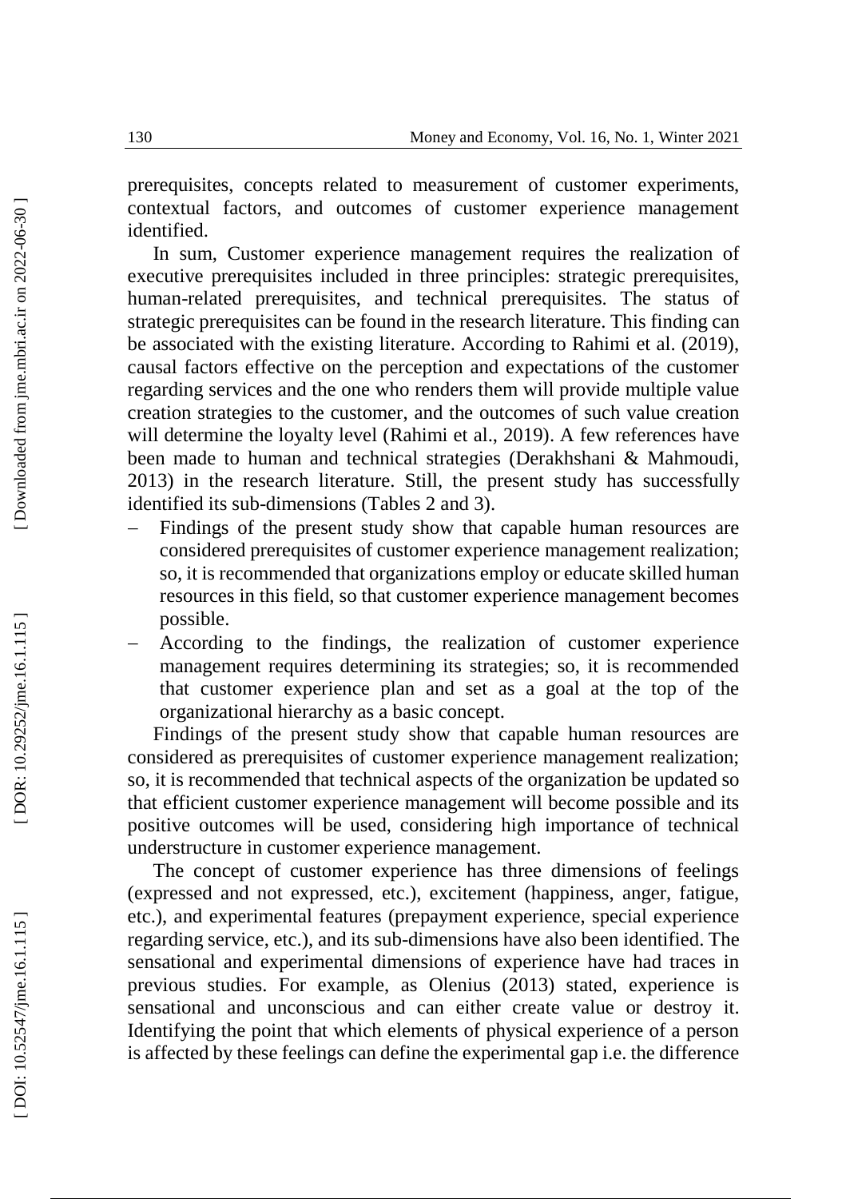prerequisites, concepts related to measurement of customer experiments, contextual factors, and outcomes of customer experience management identified.

In sum, Customer experience management requires the realization of executive prerequisites included in three principles: strategic prerequisites, human-related prerequisites, and technical prerequisites. The status of strategic prerequisites can be found in the research literature. This finding can be associated with the existing literature. According to Rahimi et al. (2019), causal factors effective on the perception and expectations of the customer regarding services and the one who renders them will provide multiple value creation strategies to the customer, and the outcomes of such value creation will determine the loyalty level (Rahimi et al., 2019). A few references have been made to human and technical strategies (Derakhshani & Mahmoudi, 2013) in the research literature. Still, the present study has successfully identified its sub-dimensions (Tables 2 and 3).

- Findings of the present study show that capable human resources are considered prerequisites of customer experience management realization; so, it is recommended that organizations employ or educate skilled human resources in this field, so that customer experience management becomes possible.
- According to the findings, the realization of customer experience management requires determining its strategies; so, it is recommended that customer experience plan and set as a goal at the top of the organizational hierarchy as a basic concept.

Findings of the present study show that capable human resources are considered as prerequisites of customer experience management realization; so, it is recommended that technical aspects of the organization be updated so that efficient customer experience management will become possible and its positive outcomes will be used, considering high importance of technical understructure in customer experience management.

The concept of customer experience has three dimensions of feelings (expressed and not expressed, etc.), excitement (happiness, anger, fatigue, etc.), and experimental features (prepayment experience, special experience regarding service, etc.), and its sub-dimensions have also been identified. The sensational and experimental dimensions of experience have had traces in previous studies. For example, as Olenius (2013) stated, experience is sensational and unconscious and can either create value or destroy it. Identifying the point that which elements of physical experience of a person is affected by these feelings can define the experimental gap i.e. the difference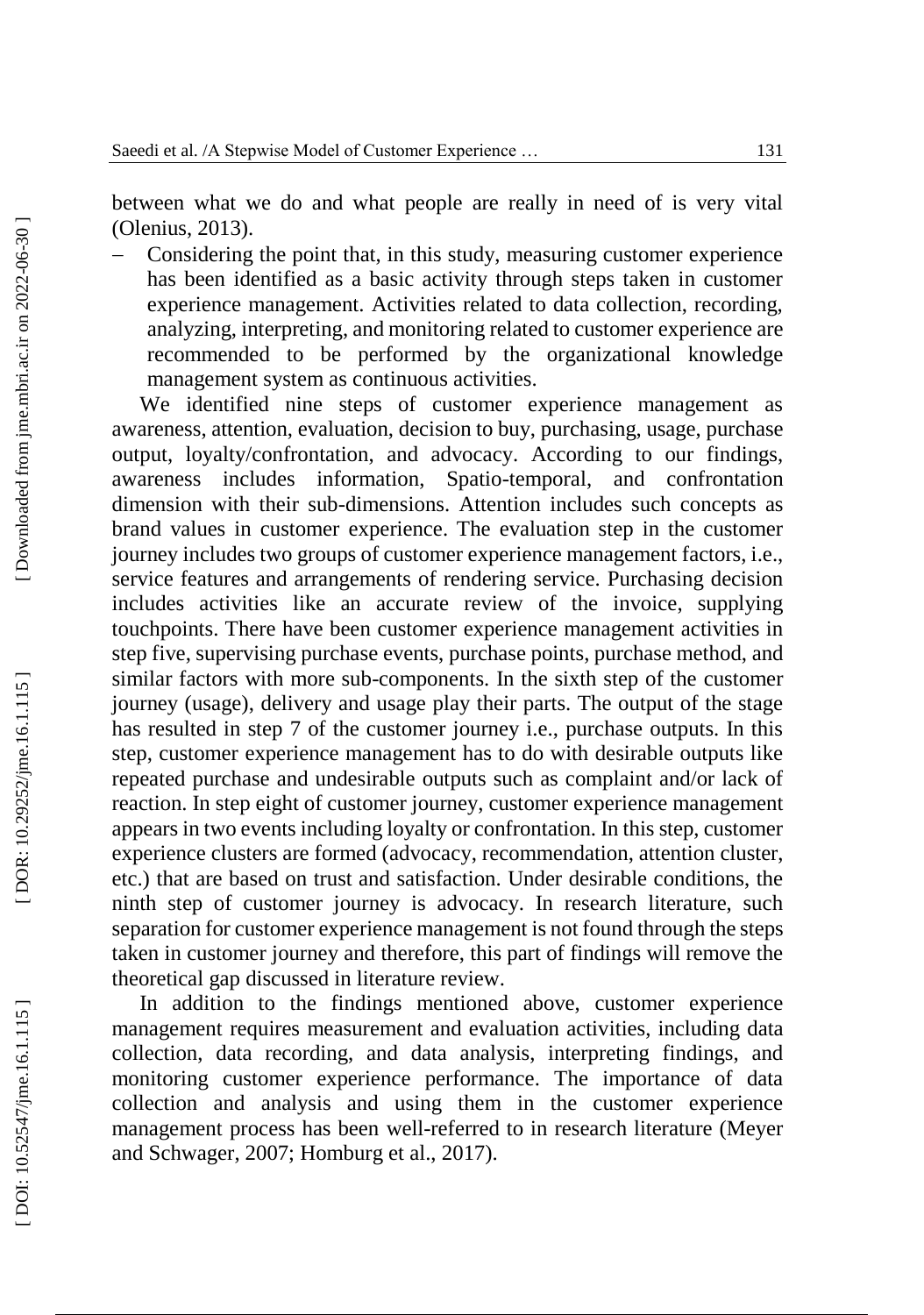between what we do and what people are really in need of is very vital (Olenius, 2013).

- Considering the point that, in this study, measuring customer experience has been identified as a basic activity through steps taken in customer experience management. Activities related to data collection, recording, analyzing, interpreting, and monitoring related to customer experience are recommended to be performed by the organizational knowledge management system as continuous activities.

We identified nine steps of customer experience management as awareness, attention, evaluation, decision to buy, purchasing, usage, purchase output, loyalty/confrontation, and advocacy. According to our findings, awareness includes information, Spatio-temporal, and confrontation dimension with their sub-dimensions. Attention includes such concepts as brand values in customer experience. The evaluation step in the customer journey includes two groups of customer experience management factors, i.e., service features and arrangements of rendering service. Purchasing decision includes activities like an accurate review of the invoice, supplying touchpoints. There have been customer experience management activities in step five, supervising purchase events, purchase points, purchase method, and similar factors with more sub-components. In the sixth step of the customer journey (usage), delivery and usage play their parts. The output of the stage has resulted in step 7 of the customer journey i.e., purchase outputs. In this step, customer experience management has to do with desirable outputs like repeated purchase and undesirable outputs such as complaint and/or lack of reaction. In step eight of customer journey, customer experience management appears in two events including loyalty or confrontation. In this step, customer experience clusters are formed (advocacy, recommendation, attention cluster, etc.) that are based on trust and satisfaction. Under desirable conditions, the ninth step of customer journey is advocacy. In research literature, such separation for customer experience management is not found through the steps taken in customer journey and therefore, this part of findings will remove the theoretical gap discussed in literature review.

In addition to the findings mentioned above, customer experience management requires measurement and evaluation activities, including data collection, data recording, and data analysis, interpreting findings, and monitoring customer experience performance. The importance of data collection and analysis and using them in the customer experience management process has been well-referred to in research literature (Meyer and Schwager, 2007; Homburg et al., 2017).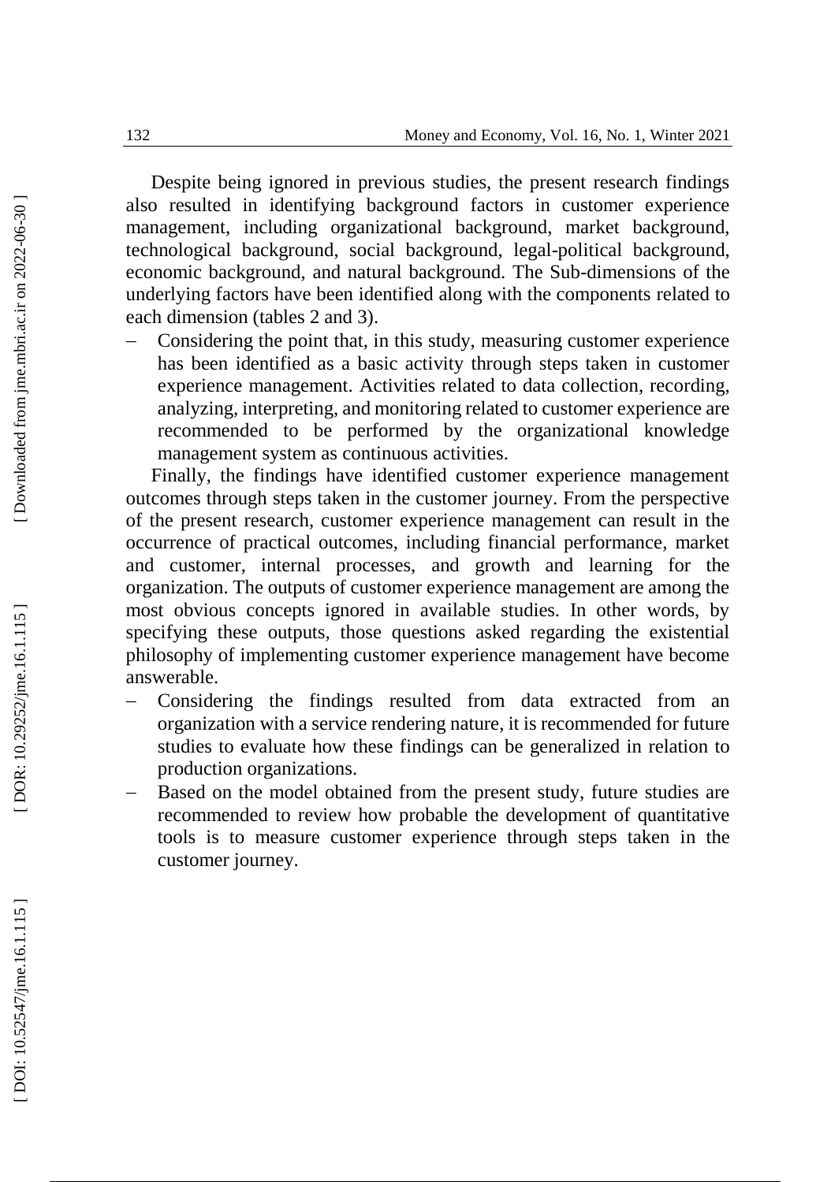Despite being ignored in previous studies, the present research findings also resulted in identifying background factors in customer experience management, including organizational background, market background, technological background, social background, legal-political background, economic background, and natural background. The Sub-dimensions of the underlying factors have been identified along with the components related to each dimension (tables 2 and 3).

- Considering the point that, in this study, measuring customer experience has been identified as a basic activity through steps taken in customer experience management. Activities related to data collection, recording, analyzing, interpreting, and monitoring related to customer experience are recommended to be performed by the organizational knowledge management system as continuous activities.

Finally, the findings have identified customer experience management outcomes through steps taken in the customer journey. From the perspective of the present research, customer experience management can result in the occurrence of practical outcomes, including financial performance, market and customer, internal processes, and growth and learning for the organization. The outputs of customer experience management are among the most obvious concepts ignored in available studies. In other words, by specifying these outputs, those questions asked regarding the existential philosophy of implementing customer experience management have become answerable.

- Considering the findings resulted from data extracted from an organization with a service rendering nature, it is recommended for future studies to evaluate how these findings can be generalized in relation to production organizations.
- Based on the model obtained from the present study, future studies are recommended to review how probable the development of quantitative tools is to measure customer experience through steps taken in the customer journey.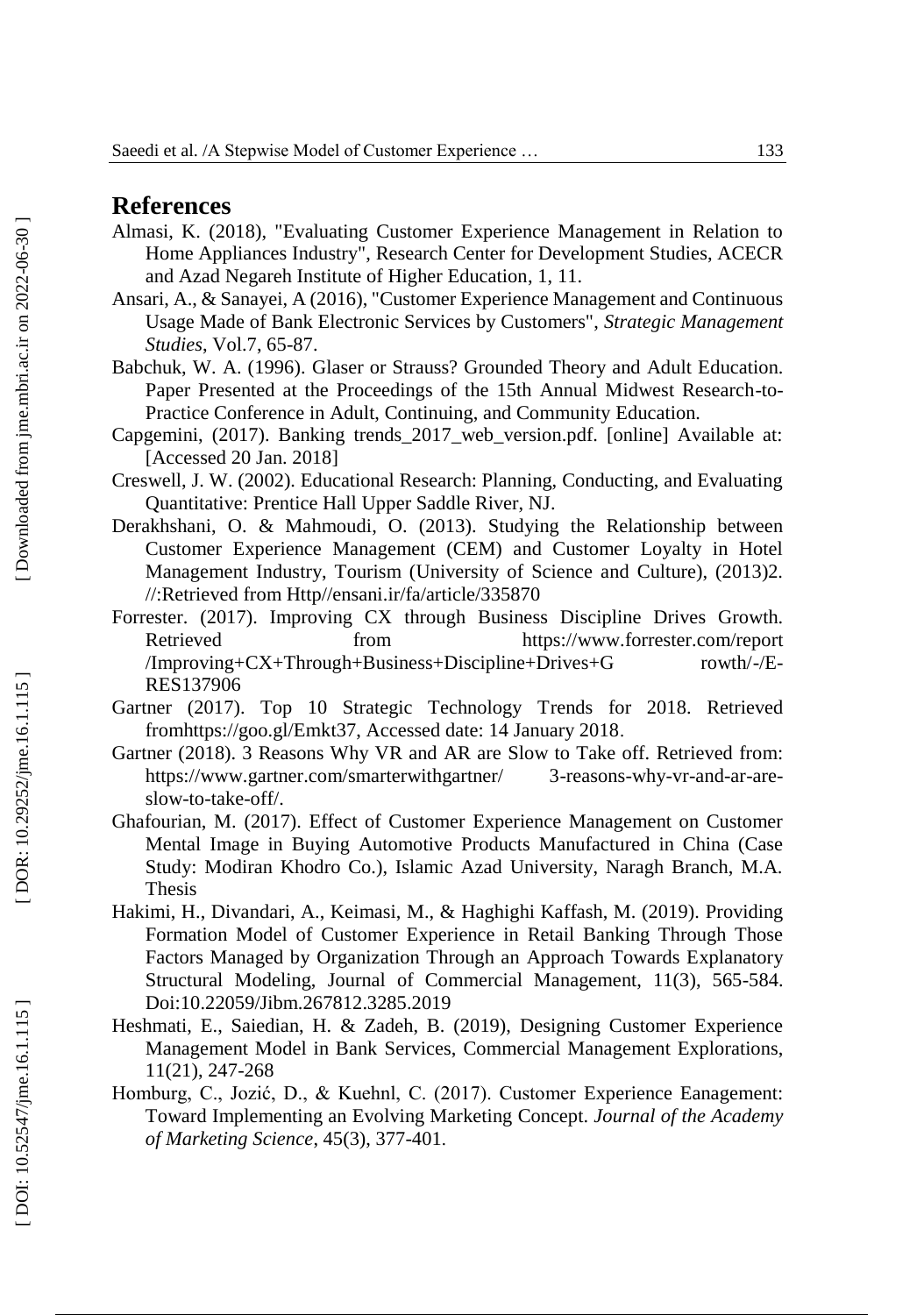## References

Almasi, K. (2018), "Evaluating Customer Experience Management in Relation to Home Appliances Industry", Research Center for Development Studies, ACECR and Azad Negareh Institute of Higher Education, 1, 11.

Ansari, A., & Sanayei, A (2016), "Customer Experience Management and Continuous Usage Made of Bank Electronic Services by Customers", *Strategic Management Studies*, Vol.7, 65-87.

Babchuk, W. A. (1996). Glaser or Strauss? Grounded Theory and Adult Education. Paper Presented at the Proceedings of the 15th Annual Midwest Research-to-Practice Conference in Adult, Continuing, and Community Education.

Capgemini, (2017). Banking trends_2017_web_version.pdf. [online] Available at: [Accessed 20 Jan. 2018]

Creswell, J. W. (2002). Educational Research: Planning, Conducting, and Evaluating Quantitative: Prentice Hall Upper Saddle River, NJ.

Derakhshani, O. & Mahmoudi, O. (2013). Studying the Relationship between Customer Experience Management (CEM) and Customer Loyalty in Hotel Management Industry, Tourism (University of Science and Culture), (2013)2. //:Retrieved from Http//ensani.ir/fa/article/335870

Forrester. (2017). Improving CX through Business Discipline Drives Growth. Retrieved from https://www.forrester.com/report /Improving+CX+Through+Business+Discipline+Drives+G rowth/-/E-RES137906

Gartner (2017). Top 10 Strategic Technology Trends for 2018. Retrieved fromhttps://goo.gl/Emkt37, Accessed date: 14 January 2018.

Gartner (2018). 3 Reasons Why VR and AR are Slow to Take off. Retrieved from: https://www.gartner.com/smarterwithgartner/ 3-reasons-why-vr-and-ar-are-slow-to-take-off/.

Ghafourian, M. (2017). Effect of Customer Experience Management on Customer Mental Image in Buying Automotive Products Manufactured in China (Case Study: Modiran Khodro Co.), Islamic Azad University, Naragh Branch, M.A. Thesis

Hakimi, H., Divandari, A., Keimasi, M., & Haghighi Kaffash, M. (2019). Providing Formation Model of Customer Experience in Retail Banking Through Those Factors Managed by Organization Through an Approach Towards Explanatory Structural Modeling, Journal of Commercial Management, 11(3), 565-584. Doi:10.22059/Jibm.267812.3285.2019

Heshmati, E., Saiedian, H. & Zadeh, B. (2019), Designing Customer Experience Management Model in Bank Services, Commercial Management Explorations, 11(21), 247-268

Homburg, C., Jozić, D., & Kuehnl, C. (2017). Customer Experience Eanagement: Toward Implementing an Evolving Marketing Concept. *Journal of the Academy of Marketing Science*, 45(3), 377-401.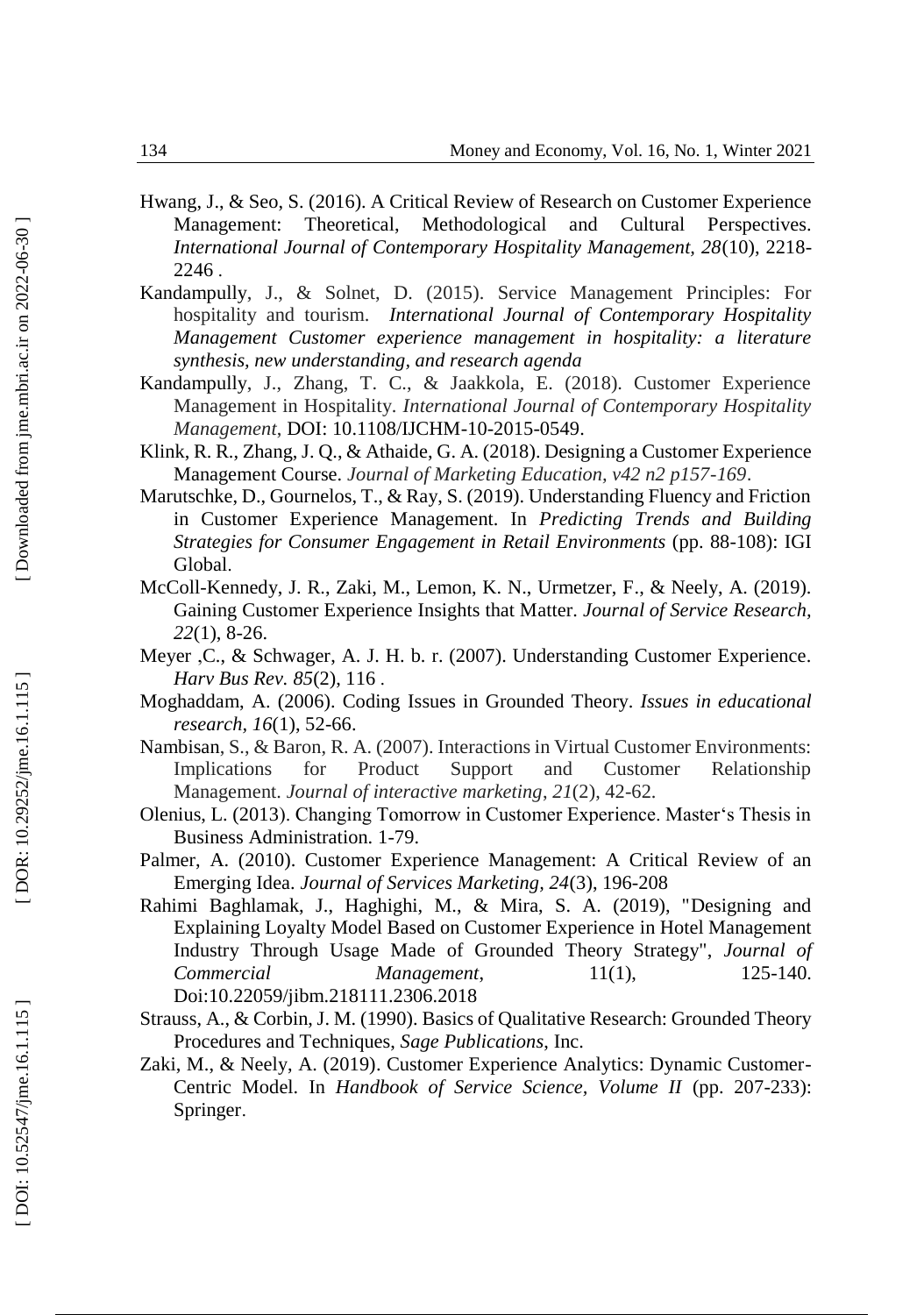Hwang, J., & Seo, S. (2016). A Critical Review of Research on Customer Experience Management: Theoretical, Methodological and Cultural Perspectives. *International Journal of Contemporary Hospitality Management, 28*(10), 2218-2246 .

Kandampully, J., & Solnet, D. (2015). Service Management Principles: For hospitality and tourism. *International Journal of Contemporary Hospitality Management Customer experience management in hospitality: a literature synthesis, new understanding, and research agenda*

Kandampully, J., Zhang, T. C., & Jaakkola, E. (2018). Customer Experience Management in Hospitality. *International Journal of Contemporary Hospitality Management*, DOI: 10.1108/IJCHM-10-2015-0549.

Klink, R. R., Zhang, J. Q., & Athaide, G. A. (2018). Designing a Customer Experience Management Course. *Journal of Marketing Education, v42 n2 p157-169*.

Marutschke, D., Gournelos, T., & Ray, S. (2019). Understanding Fluency and Friction in Customer Experience Management. In *Predicting Trends and Building Strategies for Consumer Engagement in Retail Environments* (pp. 88-108): IGI Global.

McColl-Kennedy, J. R., Zaki, M., Lemon, K. N., Urmetzer, F., & Neely, A. (2019). Gaining Customer Experience Insights that Matter. *Journal of Service Research, 22*(1), 8-26.

Meyer ,C., & Schwager, A. J. H. b. r. (2007). Understanding Customer Experience. *Harv Bus Rev. 85*(2), 116 .

Moghaddam, A. (2006). Coding Issues in Grounded Theory. *Issues in educational research, 16*(1), 52-66.

Nambisan, S., & Baron, R. A. (2007). Interactions in Virtual Customer Environments: Implications for Product Support and Customer Relationship Management. *Journal of interactive marketing, 21*(2), 42-62.

Olenius, L. (2013). Changing Tomorrow in Customer Experience. Master's Thesis in Business Administration. 1-79.

Palmer, A. (2010). Customer Experience Management: A Critical Review of an Emerging Idea. *Journal of Services Marketing, 24*(3), 196-208

Rahimi Baghlamak, J., Haghighi, M., & Mira, S. A. (2019), "Designing and Explaining Loyalty Model Based on Customer Experience in Hotel Management Industry Through Usage Made of Grounded Theory Strategy", *Journal of Commercial Management*, 11(1), 125-140. Doi:10.22059/jibm.218111.2306.2018

Strauss, A., & Corbin, J. M. (1990). Basics of Qualitative Research: Grounded Theory Procedures and Techniques, *Sage Publications*, Inc.

Zaki, M., & Neely, A. (2019). Customer Experience Analytics: Dynamic Customer-Centric Model. In *Handbook of Service Science, Volume II* (pp. 207-233): Springer.